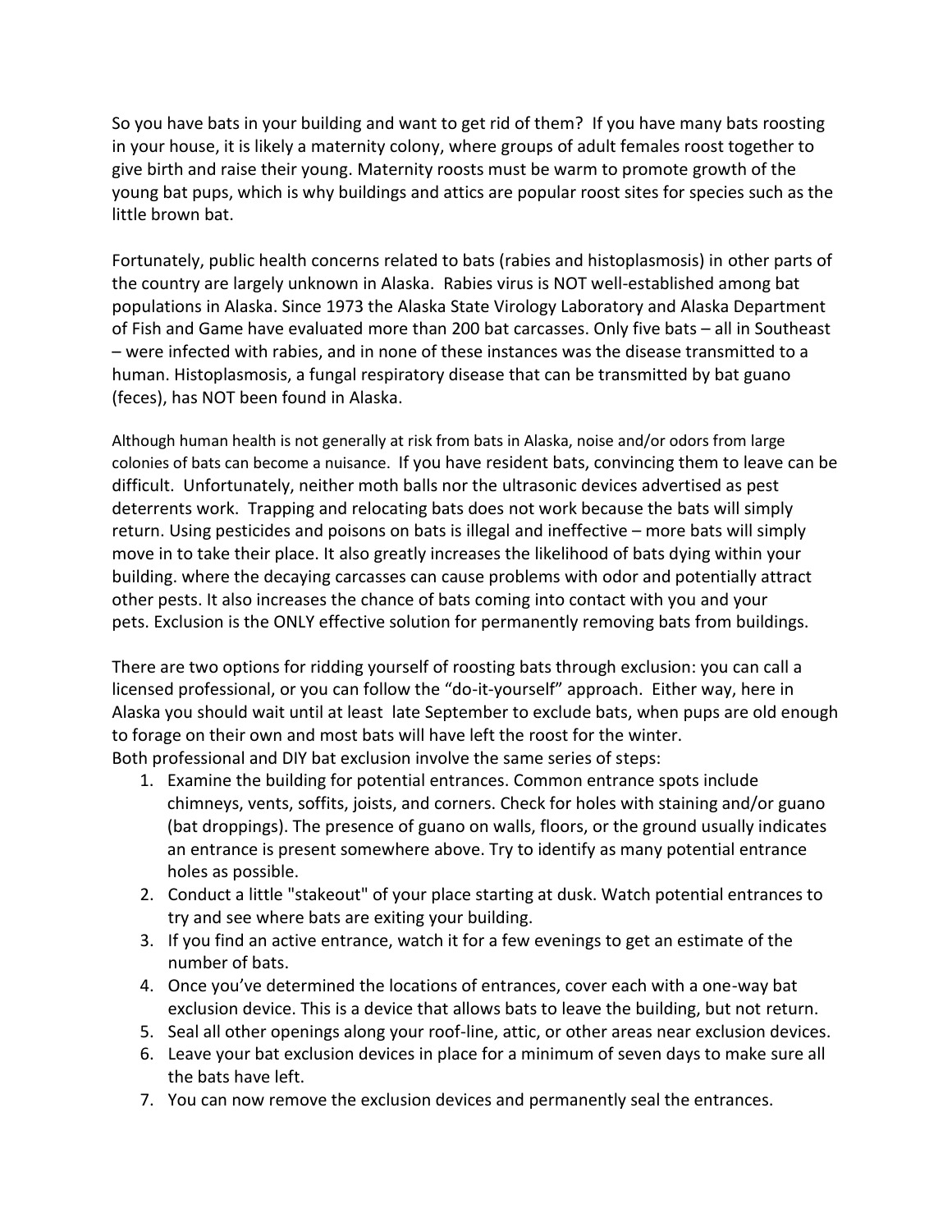So you have bats in your building and want to get rid of them? If you have many bats roosting in your house, it is likely a maternity colony, where groups of adult females roost together to give birth and raise their young. Maternity roosts must be warm to promote growth of the young bat pups, which is why buildings and attics are popular roost sites for species such as the little brown bat.

Fortunately, public health concerns related to bats (rabies and histoplasmosis) in other parts of the country are largely unknown in Alaska. Rabies virus is NOT well-established among bat populations in Alaska. Since 1973 the Alaska State Virology Laboratory and Alaska Department of Fish and Game have evaluated more than 200 bat carcasses. Only five bats – all in Southeast – were infected with rabies, and in none of these instances was the disease transmitted to a human. Histoplasmosis, a fungal respiratory disease that can be transmitted by bat guano (feces), has NOT been found in Alaska.

Although human health is not generally at risk from bats in Alaska, noise and/or odors from large colonies of bats can become a nuisance. If you have resident bats, convincing them to leave can be difficult. Unfortunately, neither moth balls nor the ultrasonic devices advertised as pest deterrents work. Trapping and relocating bats does not work because the bats will simply return. Using pesticides and poisons on bats is illegal and ineffective – more bats will simply move in to take their place. It also greatly increases the likelihood of bats dying within your building. where the decaying carcasses can cause problems with odor and potentially attract other pests. It also increases the chance of bats coming into contact with you and your pets. Exclusion is the ONLY effective solution for permanently removing bats from buildings.

There are two options for ridding yourself of roosting bats through exclusion: you can call a licensed professional, or you can follow the "do-it-yourself" approach. Either way, here in Alaska you should wait until at least late September to exclude bats, when pups are old enough to forage on their own and most bats will have left the roost for the winter.
Both professional and DIY bat exclusion involve the same series of steps:

1. Examine the building for potential entrances. Common entrance spots include chimneys, vents, soffits, joists, and corners. Check for holes with staining and/or guano (bat droppings). The presence of guano on walls, floors, or the ground usually indicates an entrance is present somewhere above. Try to identify as many potential entrance holes as possible.
2. Conduct a little "stakeout" of your place starting at dusk. Watch potential entrances to try and see where bats are exiting your building.
3. If you find an active entrance, watch it for a few evenings to get an estimate of the number of bats.
4. Once you've determined the locations of entrances, cover each with a one-way bat exclusion device. This is a device that allows bats to leave the building, but not return.
5. Seal all other openings along your roof-line, attic, or other areas near exclusion devices.
6. Leave your bat exclusion devices in place for a minimum of seven days to make sure all the bats have left.
7. You can now remove the exclusion devices and permanently seal the entrances.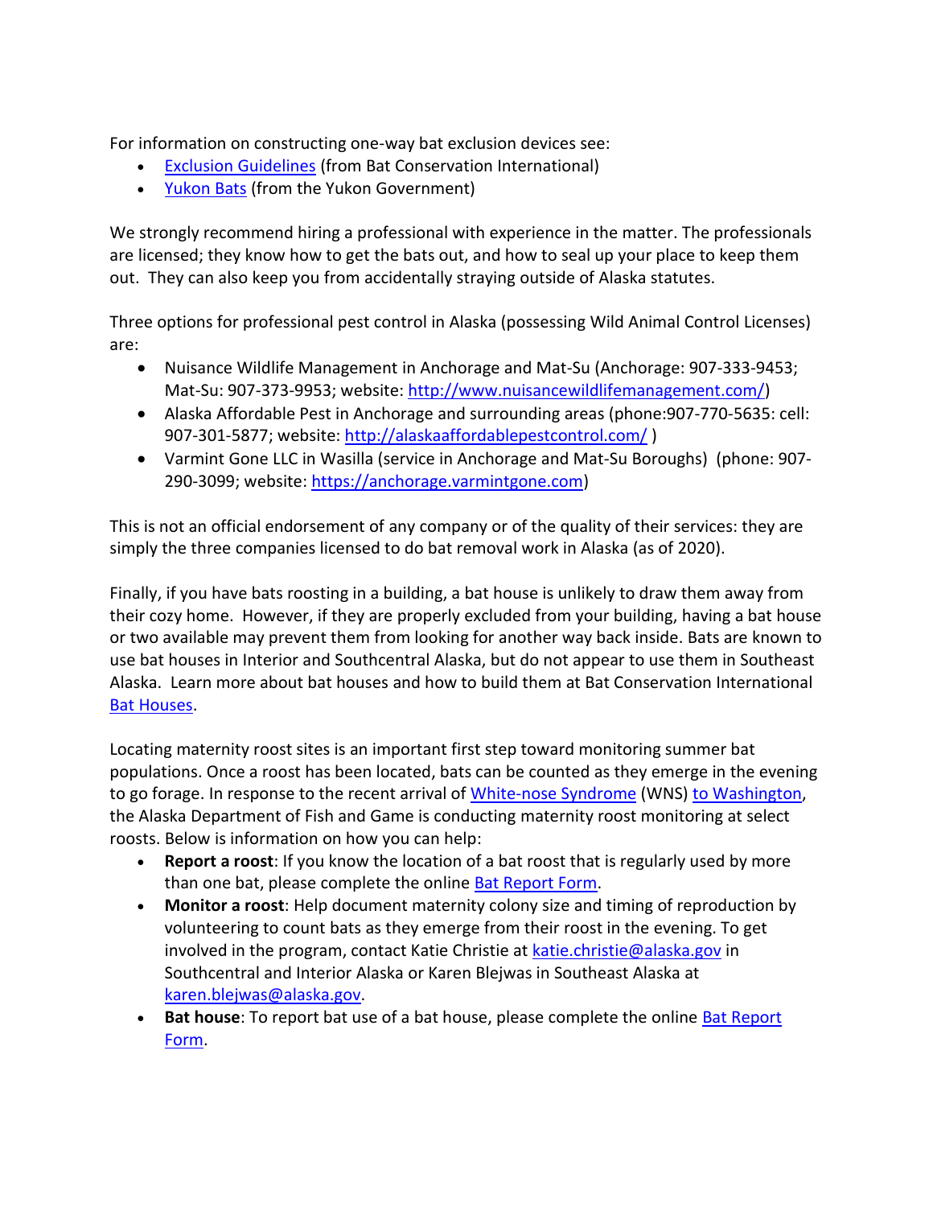For information on constructing one-way bat exclusion devices see:

- Exclusion Guidelines (from Bat Conservation International)
- Yukon Bats (from the Yukon Government)

We strongly recommend hiring a professional with experience in the matter. The professionals are licensed; they know how to get the bats out, and how to seal up your place to keep them out. They can also keep you from accidentally straying outside of Alaska statutes.

Three options for professional pest control in Alaska (possessing Wild Animal Control Licenses) are:

- Nuisance Wildlife Management in Anchorage and Mat-Su (Anchorage: 907-333-9453; Mat-Su: 907-373-9953; website: http://www.nuisancewildlifemanagement.com/)
- Alaska Affordable Pest in Anchorage and surrounding areas (phone:907-770-5635: cell: 907-301-5877; website: http://alaskaaffordablepestcontrol.com/ )
- Varmint Gone LLC in Wasilla (service in Anchorage and Mat-Su Boroughs) (phone: 907-290-3099; website: https://anchorage.varmintgone.com)

This is not an official endorsement of any company or of the quality of their services: they are simply the three companies licensed to do bat removal work in Alaska (as of 2020).

Finally, if you have bats roosting in a building, a bat house is unlikely to draw them away from their cozy home. However, if they are properly excluded from your building, having a bat house or two available may prevent them from looking for another way back inside. Bats are known to use bat houses in Interior and Southcentral Alaska, but do not appear to use them in Southeast Alaska. Learn more about bat houses and how to build them at Bat Conservation International Bat Houses.

Locating maternity roost sites is an important first step toward monitoring summer bat populations. Once a roost has been located, bats can be counted as they emerge in the evening to go forage. In response to the recent arrival of White-nose Syndrome (WNS) to Washington, the Alaska Department of Fish and Game is conducting maternity roost monitoring at select roosts. Below is information on how you can help:

- **Report a roost**: If you know the location of a bat roost that is regularly used by more than one bat, please complete the online Bat Report Form.
- **Monitor a roost**: Help document maternity colony size and timing of reproduction by volunteering to count bats as they emerge from their roost in the evening. To get involved in the program, contact Katie Christie at katie.christie@alaska.gov in Southcentral and Interior Alaska or Karen Blejwas in Southeast Alaska at karen.blejwas@alaska.gov.
- **Bat house**: To report bat use of a bat house, please complete the online Bat Report Form.